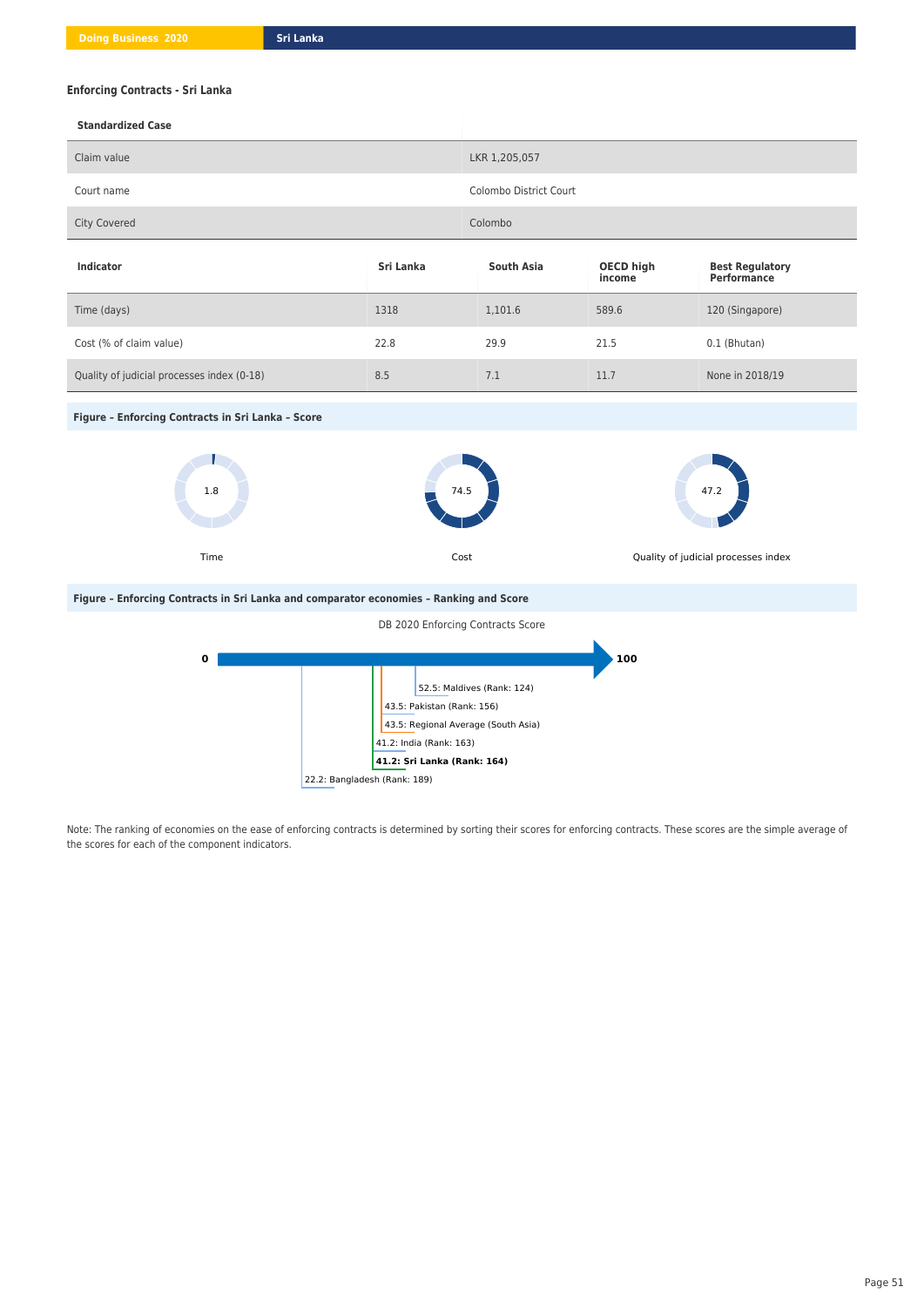## Enforcing Contracts - Sri Lanka

| Standardized Case | |
|---|---|
| Claim value | LKR 1,205,057 |
| Court name | Colombo District Court |
| City Covered | Colombo |

| Indicator | Sri Lanka | South Asia | OECD high income | Best Regulatory Performance |
|---|---|---|---|---|
| Time (days) | 1318 | 1,101.6 | 589.6 | 120 (Singapore) |
| Cost (% of claim value) | 22.8 | 29.9 | 21.5 | 0.1 (Bhutan) |
| Quality of judicial processes index (0-18) | 8.5 | 7.1 | 11.7 | None in 2018/19 |

**Figure – Enforcing Contracts in Sri Lanka – Score**

| Time | Cost | Quality of judicial processes index |
|---|---|---|
| 1.8 | 74.5 | 47.2 |

**Figure – Enforcing Contracts in Sri Lanka and comparator economies – Ranking and Score**

DB 2020 Enforcing Contracts Score

0 — 100

- 52.5: Maldives (Rank: 124)
- 43.5: Pakistan (Rank: 156)
- 43.5: Regional Average (South Asia)
- 41.2: India (Rank: 163)
- **41.2: Sri Lanka (Rank: 164)**
- 22.2: Bangladesh (Rank: 189)

Note: The ranking of economies on the ease of enforcing contracts is determined by sorting their scores for enforcing contracts. These scores are the simple average of the scores for each of the component indicators.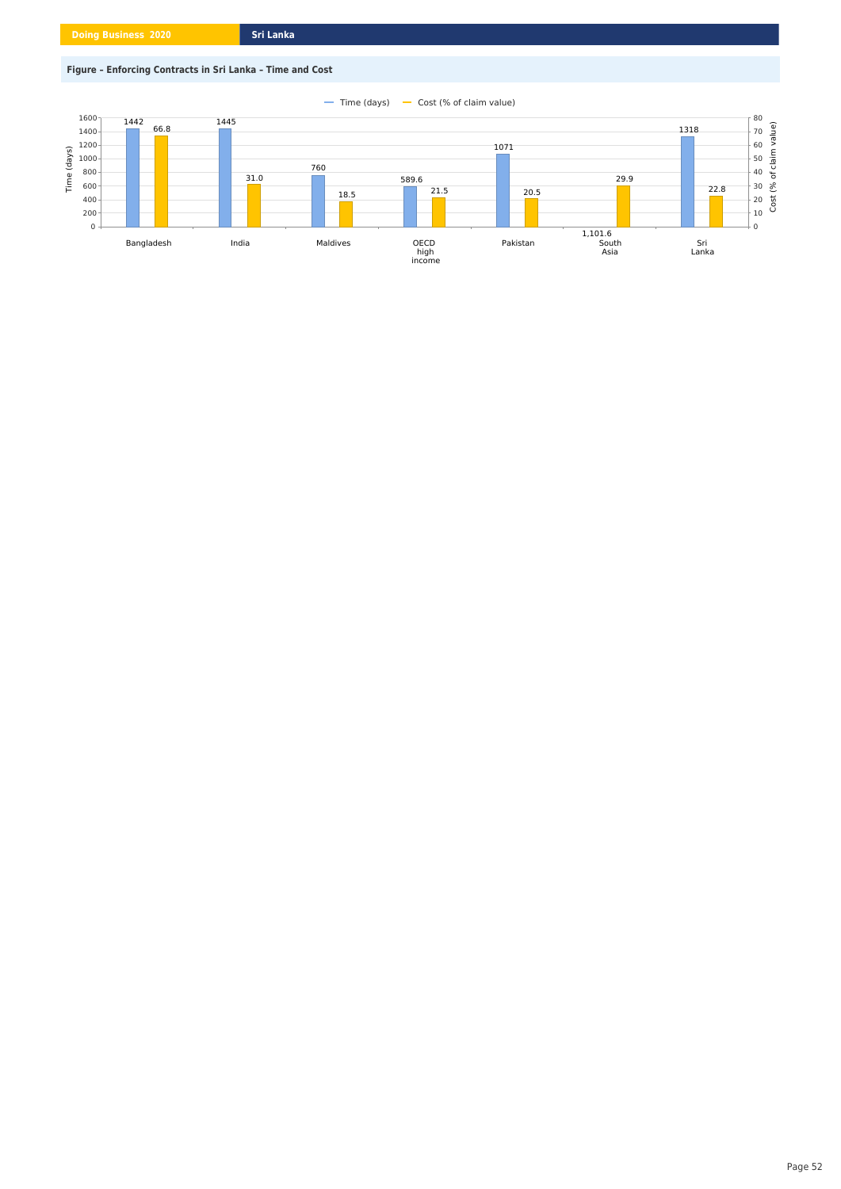## Figure – Enforcing Contracts in Sri Lanka – Time and Cost

Time (days)
Cost (% of claim value)

Time (days): 0, 200, 400, 600, 800, 1000, 1200, 1400, 1600

Cost (% of claim value): 0, 10, 20, 30, 40, 50, 60, 70, 80

Bangladesh: 1442, 66.8

India: 1445, 31.0

Maldives: 760, 18.5

OECD high income: 589.6, 21.5

Pakistan: 1071, 20.5

South Asia: 1,101.6, 29.9

Sri Lanka: 1318, 22.8